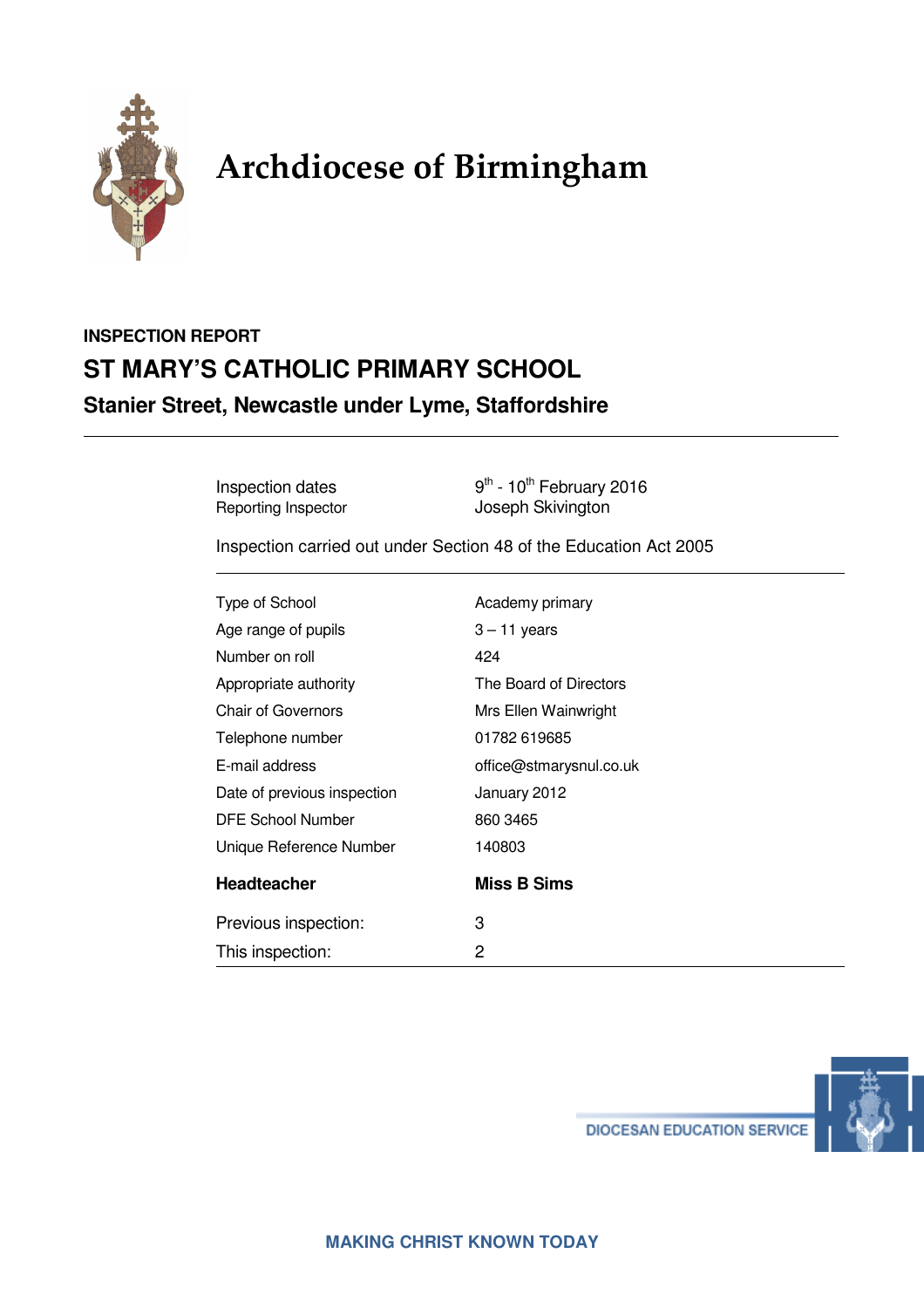# Archdiocese of Birmingham

**INSPECTION REPORT**

## ST MARY'S CATHOLIC PRIMARY SCHOOL

### Stanier Street, Newcastle under Lyme, Staffordshire

| | |
|---|---|
| Inspection dates | 9th - 10th February 2016 |
| Reporting Inspector | Joseph Skivington |

Inspection carried out under Section 48 of the Education Act 2005

| | |
|---|---|
| Type of School | Academy primary |
| Age range of pupils | 3 – 11 years |
| Number on roll | 424 |
| Appropriate authority | The Board of Directors |
| Chair of Governors | Mrs Ellen Wainwright |
| Telephone number | 01782 619685 |
| E-mail address | office@stmarysnul.co.uk |
| Date of previous inspection | January 2012 |
| DFE School Number | 860 3465 |
| Unique Reference Number | 140803 |
| **Headteacher** | **Miss B Sims** |
| Previous inspection: | 3 |
| This inspection: | 2 |

DIOCESAN EDUCATION SERVICE

MAKING CHRIST KNOWN TODAY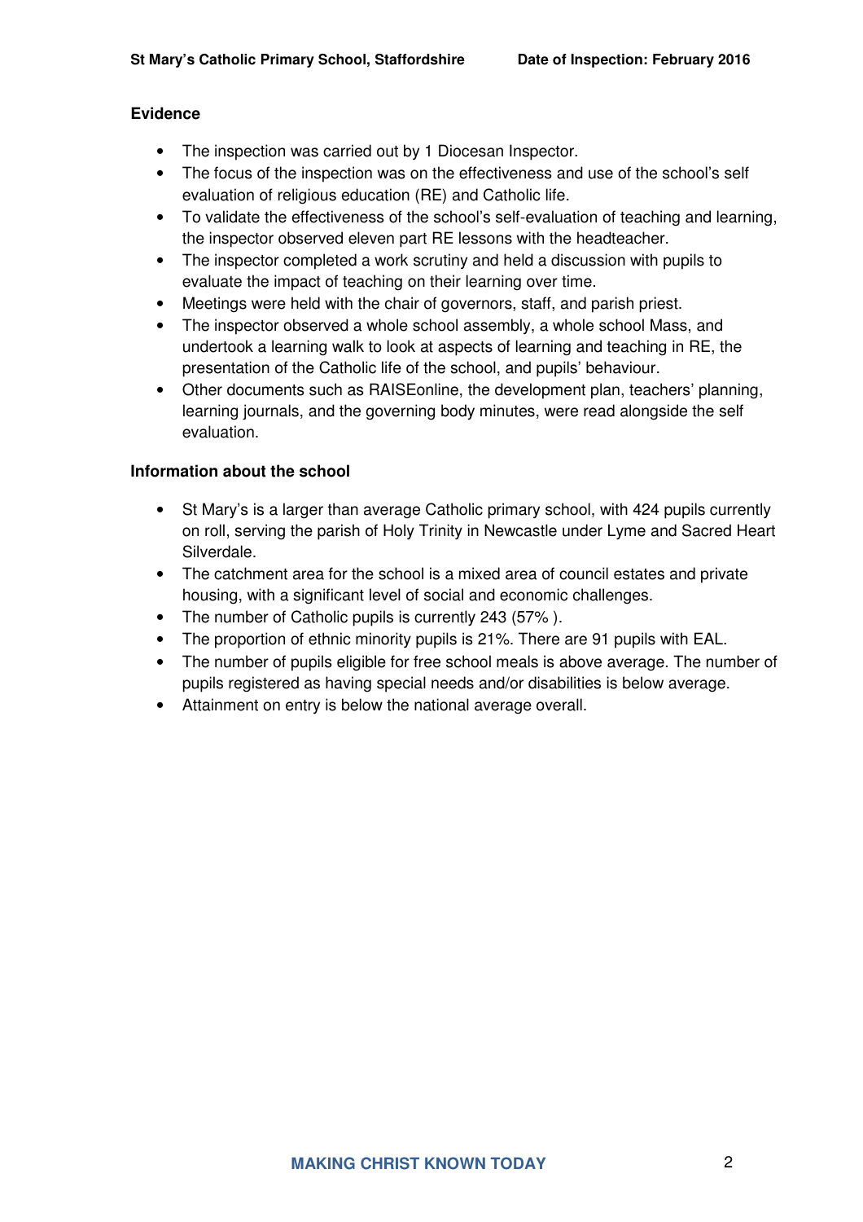**Evidence**

- The inspection was carried out by 1 Diocesan Inspector.
- The focus of the inspection was on the effectiveness and use of the school's self evaluation of religious education (RE) and Catholic life.
- To validate the effectiveness of the school's self-evaluation of teaching and learning, the inspector observed eleven part RE lessons with the headteacher.
- The inspector completed a work scrutiny and held a discussion with pupils to evaluate the impact of teaching on their learning over time.
- Meetings were held with the chair of governors, staff, and parish priest.
- The inspector observed a whole school assembly, a whole school Mass, and undertook a learning walk to look at aspects of learning and teaching in RE, the presentation of the Catholic life of the school, and pupils' behaviour.
- Other documents such as RAISEonline, the development plan, teachers' planning, learning journals, and the governing body minutes, were read alongside the self evaluation.

**Information about the school**

- St Mary's is a larger than average Catholic primary school, with 424 pupils currently on roll, serving the parish of Holy Trinity in Newcastle under Lyme and Sacred Heart Silverdale.
- The catchment area for the school is a mixed area of council estates and private housing, with a significant level of social and economic challenges.
- The number of Catholic pupils is currently 243 (57% ).
- The proportion of ethnic minority pupils is 21%. There are 91 pupils with EAL.
- The number of pupils eligible for free school meals is above average. The number of pupils registered as having special needs and/or disabilities is below average.
- Attainment on entry is below the national average overall.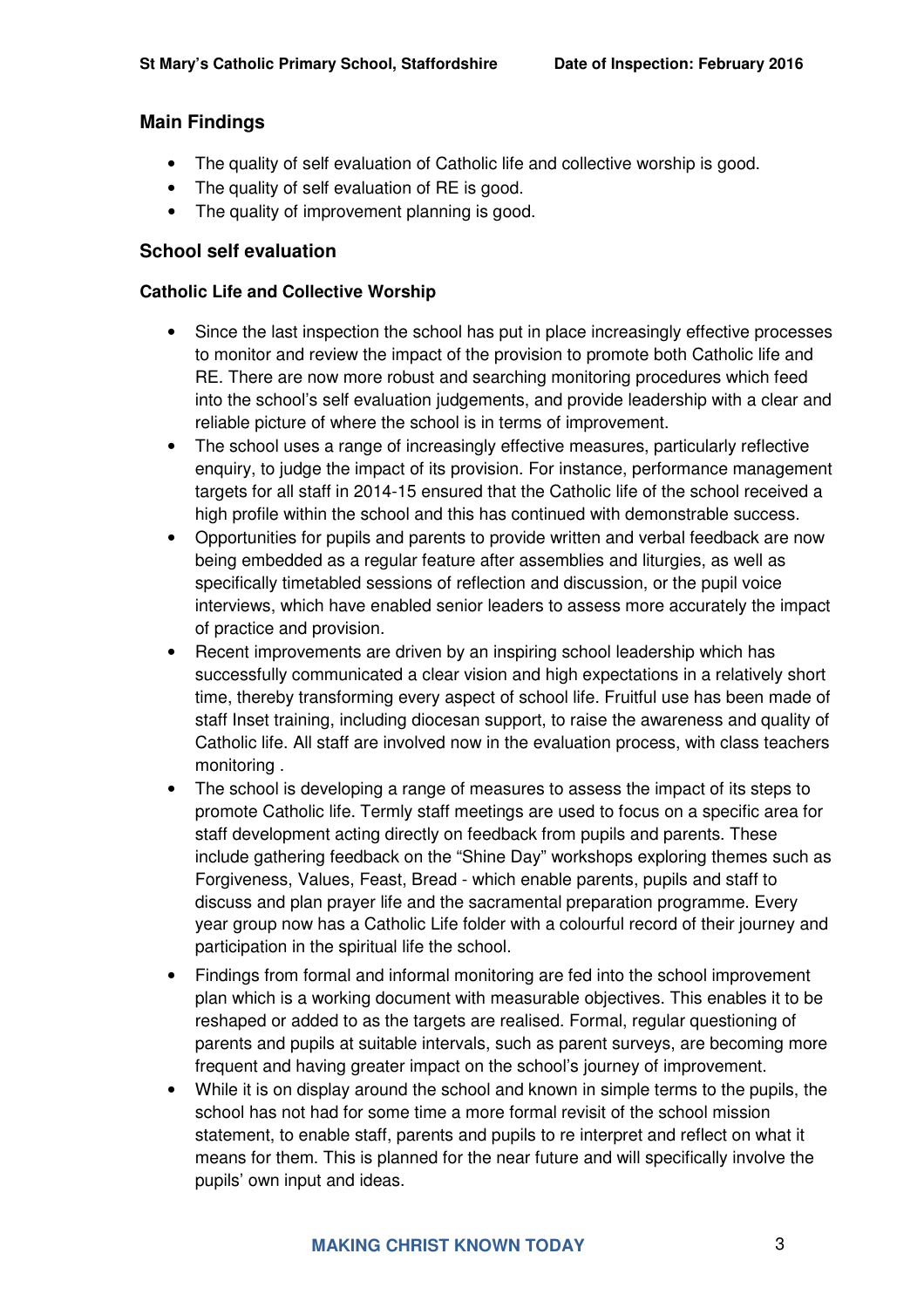## Main Findings

- The quality of self evaluation of Catholic life and collective worship is good.
- The quality of self evaluation of RE is good.
- The quality of improvement planning is good.

## School self evaluation

### Catholic Life and Collective Worship

- Since the last inspection the school has put in place increasingly effective processes to monitor and review the impact of the provision to promote both Catholic life and RE. There are now more robust and searching monitoring procedures which feed into the school's self evaluation judgements, and provide leadership with a clear and reliable picture of where the school is in terms of improvement.
- The school uses a range of increasingly effective measures, particularly reflective enquiry, to judge the impact of its provision. For instance, performance management targets for all staff in 2014-15 ensured that the Catholic life of the school received a high profile within the school and this has continued with demonstrable success.
- Opportunities for pupils and parents to provide written and verbal feedback are now being embedded as a regular feature after assemblies and liturgies, as well as specifically timetabled sessions of reflection and discussion, or the pupil voice interviews, which have enabled senior leaders to assess more accurately the impact of practice and provision.
- Recent improvements are driven by an inspiring school leadership which has successfully communicated a clear vision and high expectations in a relatively short time, thereby transforming every aspect of school life. Fruitful use has been made of staff Inset training, including diocesan support, to raise the awareness and quality of Catholic life. All staff are involved now in the evaluation process, with class teachers monitoring .
- The school is developing a range of measures to assess the impact of its steps to promote Catholic life. Termly staff meetings are used to focus on a specific area for staff development acting directly on feedback from pupils and parents. These include gathering feedback on the "Shine Day" workshops exploring themes such as Forgiveness, Values, Feast, Bread - which enable parents, pupils and staff to discuss and plan prayer life and the sacramental preparation programme. Every year group now has a Catholic Life folder with a colourful record of their journey and participation in the spiritual life the school.
- Findings from formal and informal monitoring are fed into the school improvement plan which is a working document with measurable objectives. This enables it to be reshaped or added to as the targets are realised. Formal, regular questioning of parents and pupils at suitable intervals, such as parent surveys, are becoming more frequent and having greater impact on the school's journey of improvement.
- While it is on display around the school and known in simple terms to the pupils, the school has not had for some time a more formal revisit of the school mission statement, to enable staff, parents and pupils to re interpret and reflect on what it means for them. This is planned for the near future and will specifically involve the pupils' own input and ideas.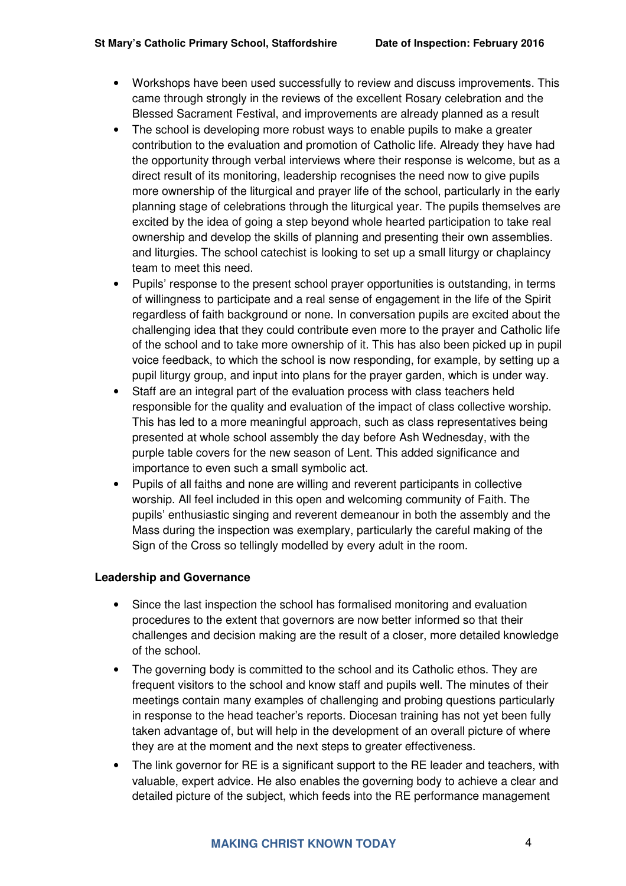- Workshops have been used successfully to review and discuss improvements. This came through strongly in the reviews of the excellent Rosary celebration and the Blessed Sacrament Festival, and improvements are already planned as a result
- The school is developing more robust ways to enable pupils to make a greater contribution to the evaluation and promotion of Catholic life. Already they have had the opportunity through verbal interviews where their response is welcome, but as a direct result of its monitoring, leadership recognises the need now to give pupils more ownership of the liturgical and prayer life of the school, particularly in the early planning stage of celebrations through the liturgical year. The pupils themselves are excited by the idea of going a step beyond whole hearted participation to take real ownership and develop the skills of planning and presenting their own assemblies. and liturgies. The school catechist is looking to set up a small liturgy or chaplaincy team to meet this need.
- Pupils' response to the present school prayer opportunities is outstanding, in terms of willingness to participate and a real sense of engagement in the life of the Spirit regardless of faith background or none. In conversation pupils are excited about the challenging idea that they could contribute even more to the prayer and Catholic life of the school and to take more ownership of it. This has also been picked up in pupil voice feedback, to which the school is now responding, for example, by setting up a pupil liturgy group, and input into plans for the prayer garden, which is under way.
- Staff are an integral part of the evaluation process with class teachers held responsible for the quality and evaluation of the impact of class collective worship. This has led to a more meaningful approach, such as class representatives being presented at whole school assembly the day before Ash Wednesday, with the purple table covers for the new season of Lent. This added significance and importance to even such a small symbolic act.
- Pupils of all faiths and none are willing and reverent participants in collective worship. All feel included in this open and welcoming community of Faith. The pupils' enthusiastic singing and reverent demeanour in both the assembly and the Mass during the inspection was exemplary, particularly the careful making of the Sign of the Cross so tellingly modelled by every adult in the room.

**Leadership and Governance**

- Since the last inspection the school has formalised monitoring and evaluation procedures to the extent that governors are now better informed so that their challenges and decision making are the result of a closer, more detailed knowledge of the school.
- The governing body is committed to the school and its Catholic ethos. They are frequent visitors to the school and know staff and pupils well. The minutes of their meetings contain many examples of challenging and probing questions particularly in response to the head teacher's reports. Diocesan training has not yet been fully taken advantage of, but will help in the development of an overall picture of where they are at the moment and the next steps to greater effectiveness.
- The link governor for RE is a significant support to the RE leader and teachers, with valuable, expert advice. He also enables the governing body to achieve a clear and detailed picture of the subject, which feeds into the RE performance management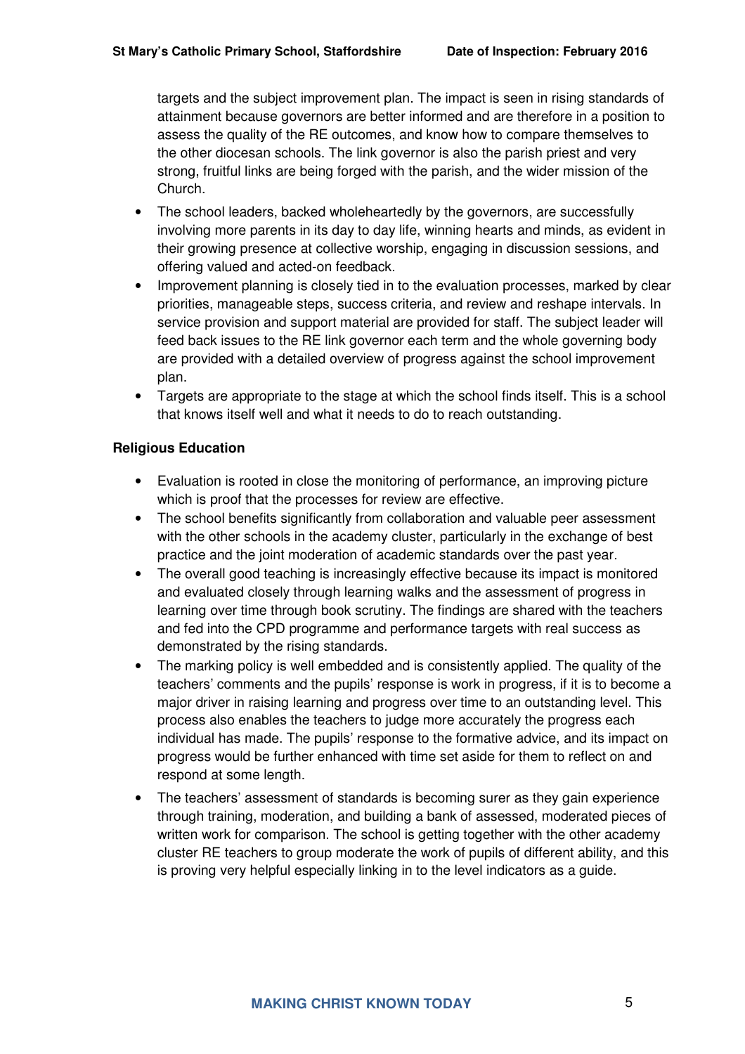targets and the subject improvement plan. The impact is seen in rising standards of attainment because governors are better informed and are therefore in a position to assess the quality of the RE outcomes, and know how to compare themselves to the other diocesan schools. The link governor is also the parish priest and very strong, fruitful links are being forged with the parish, and the wider mission of the Church.

- The school leaders, backed wholeheartedly by the governors, are successfully involving more parents in its day to day life, winning hearts and minds, as evident in their growing presence at collective worship, engaging in discussion sessions, and offering valued and acted-on feedback.
- Improvement planning is closely tied in to the evaluation processes, marked by clear priorities, manageable steps, success criteria, and review and reshape intervals. In service provision and support material are provided for staff. The subject leader will feed back issues to the RE link governor each term and the whole governing body are provided with a detailed overview of progress against the school improvement plan.
- Targets are appropriate to the stage at which the school finds itself. This is a school that knows itself well and what it needs to do to reach outstanding.

**Religious Education**

- Evaluation is rooted in close the monitoring of performance, an improving picture which is proof that the processes for review are effective.
- The school benefits significantly from collaboration and valuable peer assessment with the other schools in the academy cluster, particularly in the exchange of best practice and the joint moderation of academic standards over the past year.
- The overall good teaching is increasingly effective because its impact is monitored and evaluated closely through learning walks and the assessment of progress in learning over time through book scrutiny. The findings are shared with the teachers and fed into the CPD programme and performance targets with real success as demonstrated by the rising standards.
- The marking policy is well embedded and is consistently applied. The quality of the teachers' comments and the pupils' response is work in progress, if it is to become a major driver in raising learning and progress over time to an outstanding level. This process also enables the teachers to judge more accurately the progress each individual has made. The pupils' response to the formative advice, and its impact on progress would be further enhanced with time set aside for them to reflect on and respond at some length.
- The teachers' assessment of standards is becoming surer as they gain experience through training, moderation, and building a bank of assessed, moderated pieces of written work for comparison. The school is getting together with the other academy cluster RE teachers to group moderate the work of pupils of different ability, and this is proving very helpful especially linking in to the level indicators as a guide.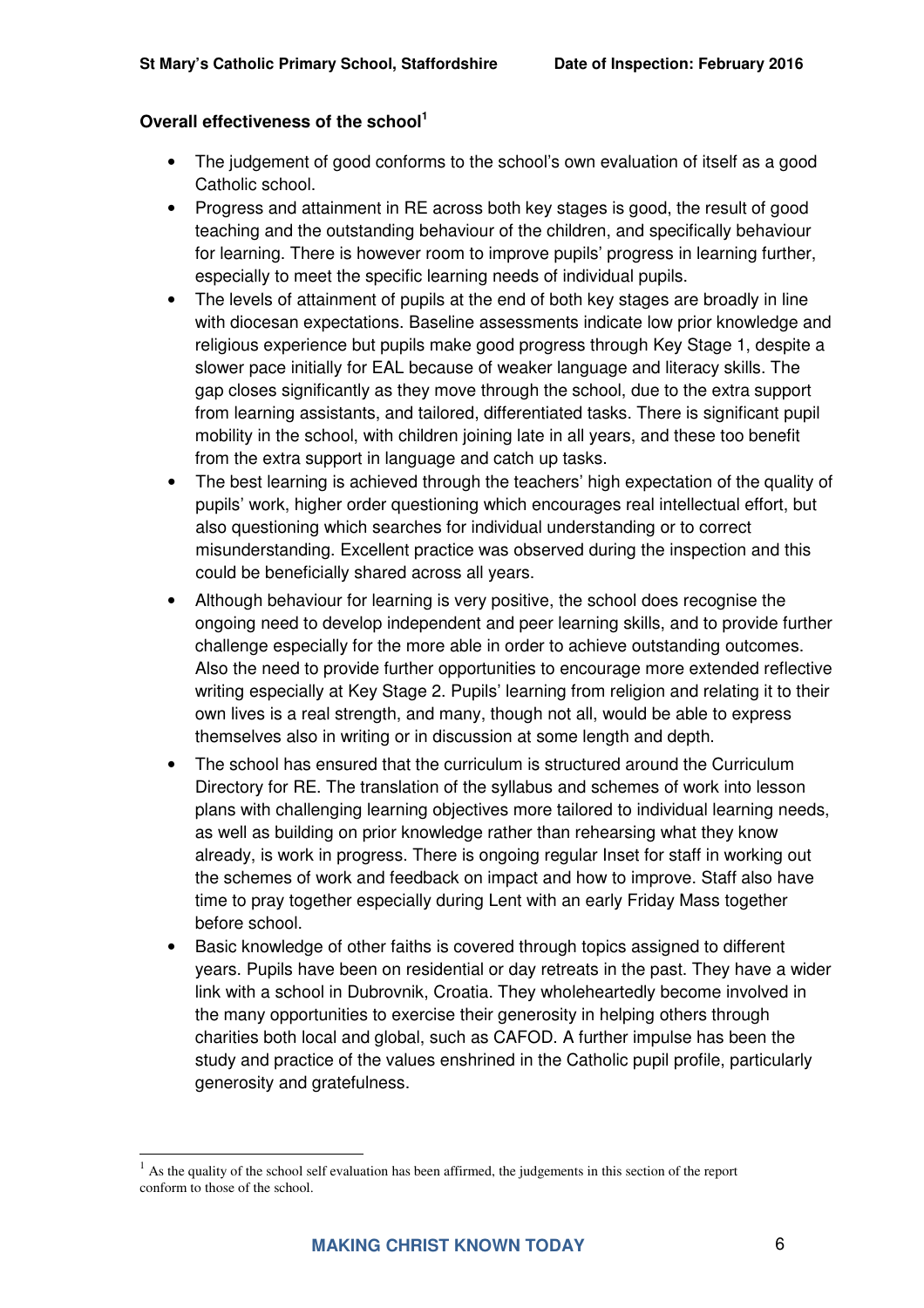**Overall effectiveness of the school**[1]

- The judgement of good conforms to the school's own evaluation of itself as a good Catholic school.
- Progress and attainment in RE across both key stages is good, the result of good teaching and the outstanding behaviour of the children, and specifically behaviour for learning. There is however room to improve pupils' progress in learning further, especially to meet the specific learning needs of individual pupils.
- The levels of attainment of pupils at the end of both key stages are broadly in line with diocesan expectations. Baseline assessments indicate low prior knowledge and religious experience but pupils make good progress through Key Stage 1, despite a slower pace initially for EAL because of weaker language and literacy skills. The gap closes significantly as they move through the school, due to the extra support from learning assistants, and tailored, differentiated tasks. There is significant pupil mobility in the school, with children joining late in all years, and these too benefit from the extra support in language and catch up tasks.
- The best learning is achieved through the teachers' high expectation of the quality of pupils' work, higher order questioning which encourages real intellectual effort, but also questioning which searches for individual understanding or to correct misunderstanding. Excellent practice was observed during the inspection and this could be beneficially shared across all years.
- Although behaviour for learning is very positive, the school does recognise the ongoing need to develop independent and peer learning skills, and to provide further challenge especially for the more able in order to achieve outstanding outcomes. Also the need to provide further opportunities to encourage more extended reflective writing especially at Key Stage 2. Pupils' learning from religion and relating it to their own lives is a real strength, and many, though not all, would be able to express themselves also in writing or in discussion at some length and depth.
- The school has ensured that the curriculum is structured around the Curriculum Directory for RE. The translation of the syllabus and schemes of work into lesson plans with challenging learning objectives more tailored to individual learning needs, as well as building on prior knowledge rather than rehearsing what they know already, is work in progress. There is ongoing regular Inset for staff in working out the schemes of work and feedback on impact and how to improve. Staff also have time to pray together especially during Lent with an early Friday Mass together before school.
- Basic knowledge of other faiths is covered through topics assigned to different years. Pupils have been on residential or day retreats in the past. They have a wider link with a school in Dubrovnik, Croatia. They wholeheartedly become involved in the many opportunities to exercise their generosity in helping others through charities both local and global, such as CAFOD. A further impulse has been the study and practice of the values enshrined in the Catholic pupil profile, particularly generosity and gratefulness.

[1] As the quality of the school self evaluation has been affirmed, the judgements in this section of the report conform to those of the school.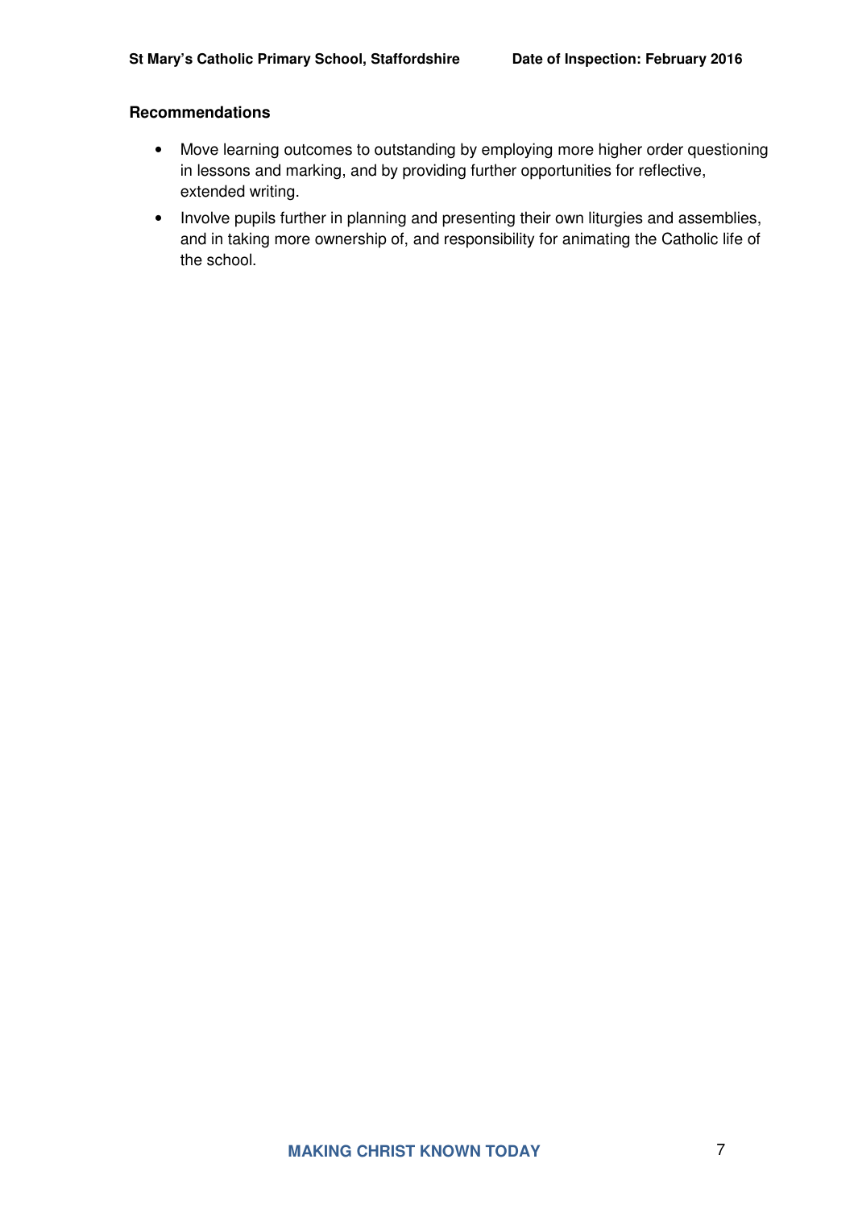**Recommendations**

- Move learning outcomes to outstanding by employing more higher order questioning in lessons and marking, and by providing further opportunities for reflective, extended writing.
- Involve pupils further in planning and presenting their own liturgies and assemblies, and in taking more ownership of, and responsibility for animating the Catholic life of the school.